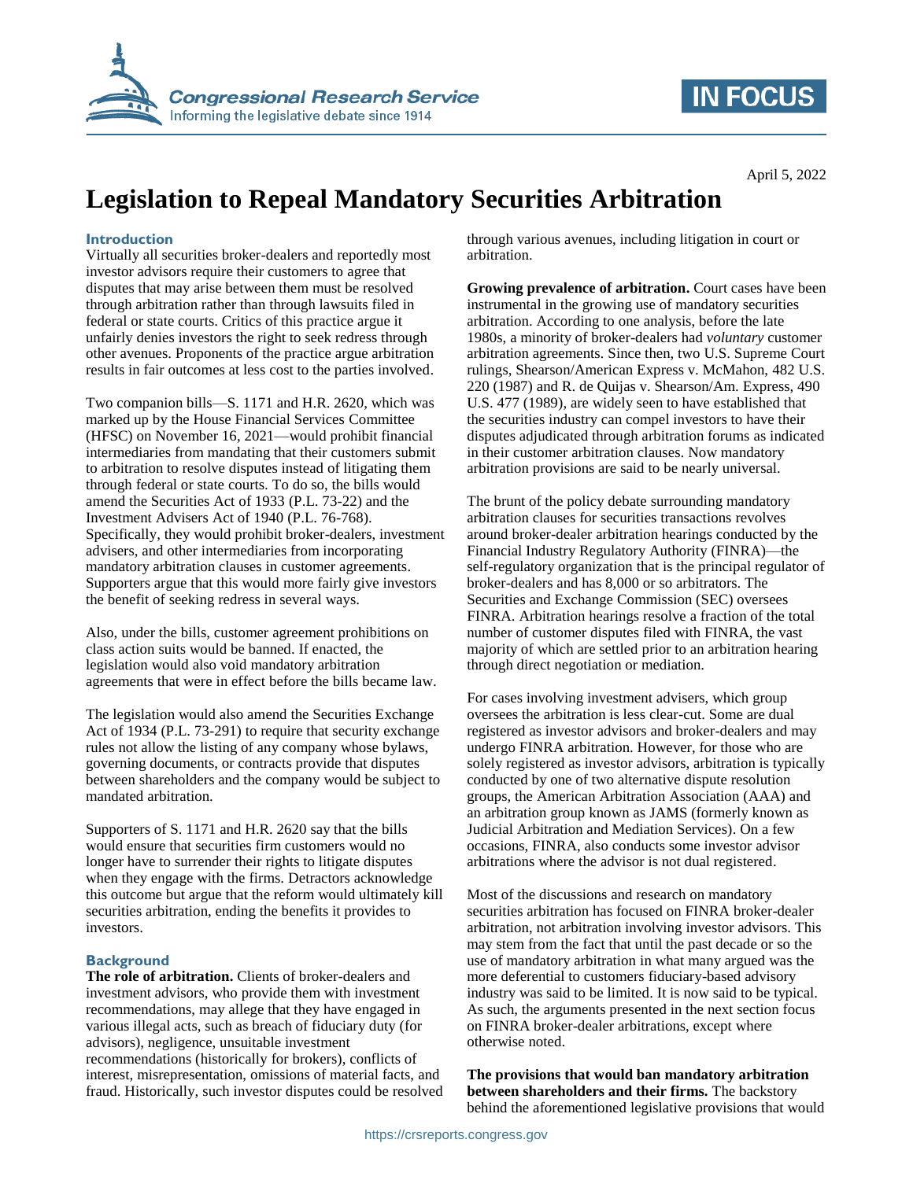April 5, 2022

# Legislation to Repeal Mandatory Securities Arbitration

## Introduction

Virtually all securities broker-dealers and reportedly most investor advisors require their customers to agree that disputes that may arise between them must be resolved through arbitration rather than through lawsuits filed in federal or state courts. Critics of this practice argue it unfairly denies investors the right to seek redress through other avenues. Proponents of the practice argue arbitration results in fair outcomes at less cost to the parties involved.

Two companion bills—S. 1171 and H.R. 2620, which was marked up by the House Financial Services Committee (HFSC) on November 16, 2021—would prohibit financial intermediaries from mandating that their customers submit to arbitration to resolve disputes instead of litigating them through federal or state courts. To do so, the bills would amend the Securities Act of 1933 (P.L. 73-22) and the Investment Advisers Act of 1940 (P.L. 76-768). Specifically, they would prohibit broker-dealers, investment advisers, and other intermediaries from incorporating mandatory arbitration clauses in customer agreements. Supporters argue that this would more fairly give investors the benefit of seeking redress in several ways.

Also, under the bills, customer agreement prohibitions on class action suits would be banned. If enacted, the legislation would also void mandatory arbitration agreements that were in effect before the bills became law.

The legislation would also amend the Securities Exchange Act of 1934 (P.L. 73-291) to require that security exchange rules not allow the listing of any company whose bylaws, governing documents, or contracts provide that disputes between shareholders and the company would be subject to mandated arbitration.

Supporters of S. 1171 and H.R. 2620 say that the bills would ensure that securities firm customers would no longer have to surrender their rights to litigate disputes when they engage with the firms. Detractors acknowledge this outcome but argue that the reform would ultimately kill securities arbitration, ending the benefits it provides to investors.

## Background

**The role of arbitration.** Clients of broker-dealers and investment advisors, who provide them with investment recommendations, may allege that they have engaged in various illegal acts, such as breach of fiduciary duty (for advisors), negligence, unsuitable investment recommendations (historically for brokers), conflicts of interest, misrepresentation, omissions of material facts, and fraud. Historically, such investor disputes could be resolved through various avenues, including litigation in court or arbitration.

**Growing prevalence of arbitration.** Court cases have been instrumental in the growing use of mandatory securities arbitration. According to one analysis, before the late 1980s, a minority of broker-dealers had *voluntary* customer arbitration agreements. Since then, two U.S. Supreme Court rulings, Shearson/American Express v. McMahon, 482 U.S. 220 (1987) and R. de Quijas v. Shearson/Am. Express, 490 U.S. 477 (1989), are widely seen to have established that the securities industry can compel investors to have their disputes adjudicated through arbitration forums as indicated in their customer arbitration clauses. Now mandatory arbitration provisions are said to be nearly universal.

The brunt of the policy debate surrounding mandatory arbitration clauses for securities transactions revolves around broker-dealer arbitration hearings conducted by the Financial Industry Regulatory Authority (FINRA)—the self-regulatory organization that is the principal regulator of broker-dealers and has 8,000 or so arbitrators. The Securities and Exchange Commission (SEC) oversees FINRA. Arbitration hearings resolve a fraction of the total number of customer disputes filed with FINRA, the vast majority of which are settled prior to an arbitration hearing through direct negotiation or mediation.

For cases involving investment advisers, which group oversees the arbitration is less clear-cut. Some are dual registered as investor advisors and broker-dealers and may undergo FINRA arbitration. However, for those who are solely registered as investor advisors, arbitration is typically conducted by one of two alternative dispute resolution groups, the American Arbitration Association (AAA) and an arbitration group known as JAMS (formerly known as Judicial Arbitration and Mediation Services). On a few occasions, FINRA, also conducts some investor advisor arbitrations where the advisor is not dual registered.

Most of the discussions and research on mandatory securities arbitration has focused on FINRA broker-dealer arbitration, not arbitration involving investor advisors. This may stem from the fact that until the past decade or so the use of mandatory arbitration in what many argued was the more deferential to customers fiduciary-based advisory industry was said to be limited. It is now said to be typical. As such, the arguments presented in the next section focus on FINRA broker-dealer arbitrations, except where otherwise noted.

**The provisions that would ban mandatory arbitration between shareholders and their firms.** The backstory behind the aforementioned legislative provisions that would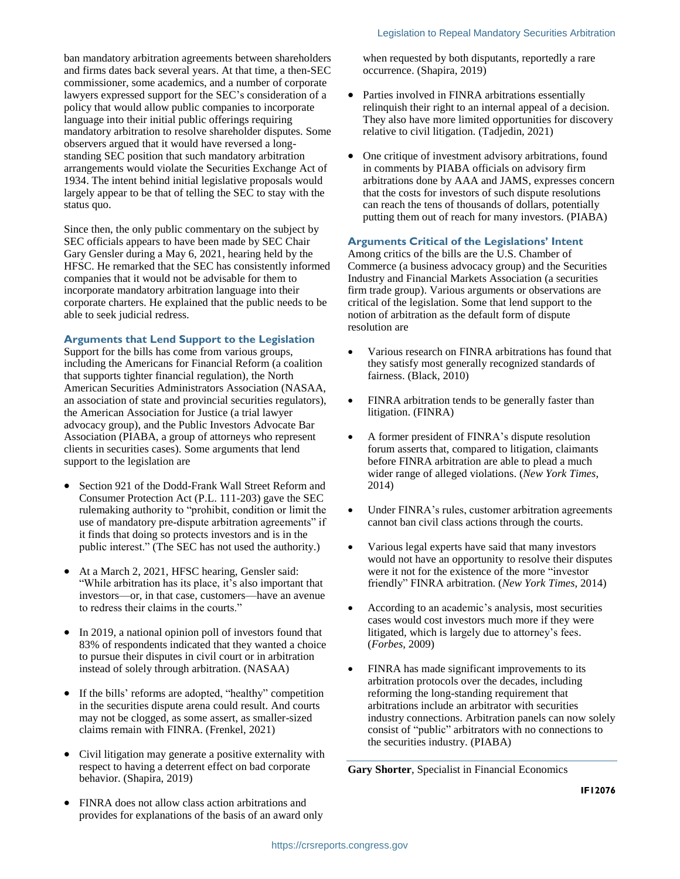ban mandatory arbitration agreements between shareholders and firms dates back several years. At that time, a then-SEC commissioner, some academics, and a number of corporate lawyers expressed support for the SEC's consideration of a policy that would allow public companies to incorporate language into their initial public offerings requiring mandatory arbitration to resolve shareholder disputes. Some observers argued that it would have reversed a long-standing SEC position that such mandatory arbitration arrangements would violate the Securities Exchange Act of 1934. The intent behind initial legislative proposals would largely appear to be that of telling the SEC to stay with the status quo.

Since then, the only public commentary on the subject by SEC officials appears to have been made by SEC Chair Gary Gensler during a May 6, 2021, hearing held by the HFSC. He remarked that the SEC has consistently informed companies that it would not be advisable for them to incorporate mandatory arbitration language into their corporate charters. He explained that the public needs to be able to seek judicial redress.

### Arguments that Lend Support to the Legislation

Support for the bills has come from various groups, including the Americans for Financial Reform (a coalition that supports tighter financial regulation), the North American Securities Administrators Association (NASAA, an association of state and provincial securities regulators), the American Association for Justice (a trial lawyer advocacy group), and the Public Investors Advocate Bar Association (PIABA, a group of attorneys who represent clients in securities cases). Some arguments that lend support to the legislation are

- Section 921 of the Dodd-Frank Wall Street Reform and Consumer Protection Act (P.L. 111-203) gave the SEC rulemaking authority to "prohibit, condition or limit the use of mandatory pre-dispute arbitration agreements" if it finds that doing so protects investors and is in the public interest." (The SEC has not used the authority.)
- At a March 2, 2021, HFSC hearing, Gensler said: "While arbitration has its place, it's also important that investors—or, in that case, customers—have an avenue to redress their claims in the courts."
- In 2019, a national opinion poll of investors found that 83% of respondents indicated that they wanted a choice to pursue their disputes in civil court or in arbitration instead of solely through arbitration. (NASAA)
- If the bills' reforms are adopted, "healthy" competition in the securities dispute arena could result. And courts may not be clogged, as some assert, as smaller-sized claims remain with FINRA. (Frenkel, 2021)
- Civil litigation may generate a positive externality with respect to having a deterrent effect on bad corporate behavior. (Shapira, 2019)
- FINRA does not allow class action arbitrations and provides for explanations of the basis of an award only when requested by both disputants, reportedly a rare occurrence. (Shapira, 2019)
- Parties involved in FINRA arbitrations essentially relinquish their right to an internal appeal of a decision. They also have more limited opportunities for discovery relative to civil litigation. (Tadjedin, 2021)
- One critique of investment advisory arbitrations, found in comments by PIABA officials on advisory firm arbitrations done by AAA and JAMS, expresses concern that the costs for investors of such dispute resolutions can reach the tens of thousands of dollars, potentially putting them out of reach for many investors. (PIABA)

### Arguments Critical of the Legislations' Intent

Among critics of the bills are the U.S. Chamber of Commerce (a business advocacy group) and the Securities Industry and Financial Markets Association (a securities firm trade group). Various arguments or observations are critical of the legislation. Some that lend support to the notion of arbitration as the default form of dispute resolution are

- Various research on FINRA arbitrations has found that they satisfy most generally recognized standards of fairness. (Black, 2010)
- FINRA arbitration tends to be generally faster than litigation. (FINRA)
- A former president of FINRA's dispute resolution forum asserts that, compared to litigation, claimants before FINRA arbitration are able to plead a much wider range of alleged violations. (*New York Times*, 2014)
- Under FINRA's rules, customer arbitration agreements cannot ban civil class actions through the courts.
- Various legal experts have said that many investors would not have an opportunity to resolve their disputes were it not for the existence of the more "investor friendly" FINRA arbitration. (*New York Times*, 2014)
- According to an academic's analysis, most securities cases would cost investors much more if they were litigated, which is largely due to attorney's fees. (*Forbes*, 2009)
- FINRA has made significant improvements to its arbitration protocols over the decades, including reforming the long-standing requirement that arbitrations include an arbitrator with securities industry connections. Arbitration panels can now solely consist of "public" arbitrators with no connections to the securities industry. (PIABA)

---

**Gary Shorter**, Specialist in Financial Economics

**IF12076**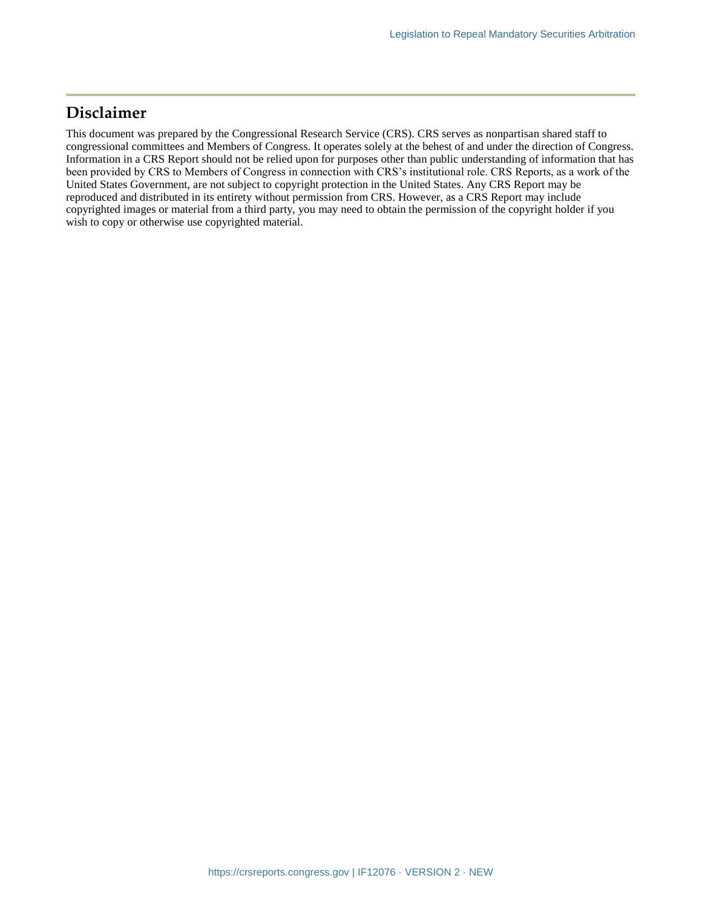## Disclaimer

This document was prepared by the Congressional Research Service (CRS). CRS serves as nonpartisan shared staff to congressional committees and Members of Congress. It operates solely at the behest of and under the direction of Congress. Information in a CRS Report should not be relied upon for purposes other than public understanding of information that has been provided by CRS to Members of Congress in connection with CRS's institutional role. CRS Reports, as a work of the United States Government, are not subject to copyright protection in the United States. Any CRS Report may be reproduced and distributed in its entirety without permission from CRS. However, as a CRS Report may include copyrighted images or material from a third party, you may need to obtain the permission of the copyright holder if you wish to copy or otherwise use copyrighted material.